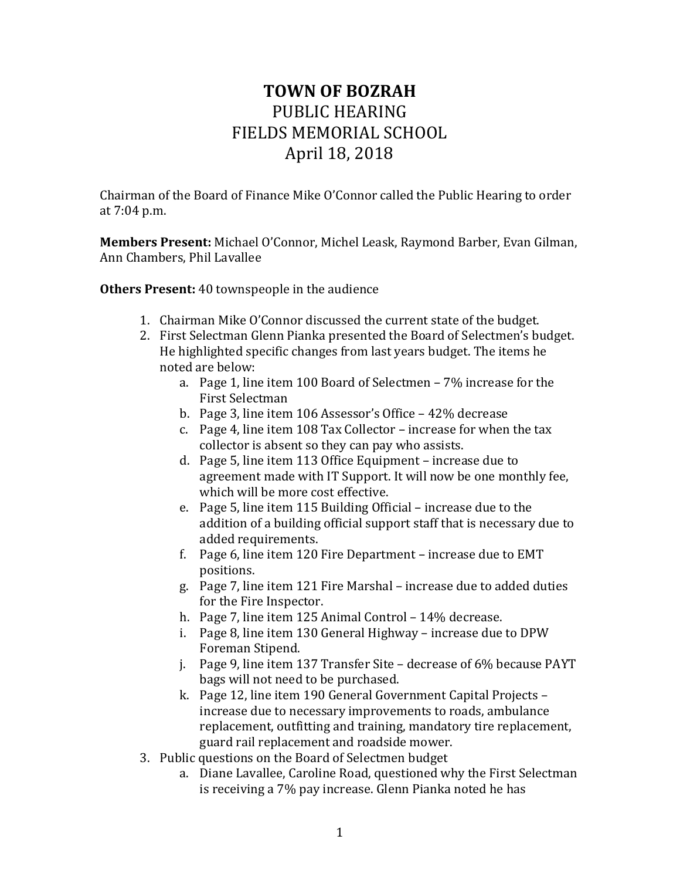# TOWN OF BOZRAH
## PUBLIC HEARING
## FIELDS MEMORIAL SCHOOL
## April 18, 2018

Chairman of the Board of Finance Mike O'Connor called the Public Hearing to order at 7:04 p.m.

**Members Present:** Michael O'Connor, Michel Leask, Raymond Barber, Evan Gilman, Ann Chambers, Phil Lavallee

**Others Present:** 40 townspeople in the audience

1. Chairman Mike O'Connor discussed the current state of the budget.
2. First Selectman Glenn Pianka presented the Board of Selectmen's budget. He highlighted specific changes from last years budget. The items he noted are below:
   a. Page 1, line item 100 Board of Selectmen – 7% increase for the First Selectman
   b. Page 3, line item 106 Assessor's Office – 42% decrease
   c. Page 4, line item 108 Tax Collector – increase for when the tax collector is absent so they can pay who assists.
   d. Page 5, line item 113 Office Equipment – increase due to agreement made with IT Support. It will now be one monthly fee, which will be more cost effective.
   e. Page 5, line item 115 Building Official – increase due to the addition of a building official support staff that is necessary due to added requirements.
   f. Page 6, line item 120 Fire Department – increase due to EMT positions.
   g. Page 7, line item 121 Fire Marshal – increase due to added duties for the Fire Inspector.
   h. Page 7, line item 125 Animal Control – 14% decrease.
   i. Page 8, line item 130 General Highway – increase due to DPW Foreman Stipend.
   j. Page 9, line item 137 Transfer Site – decrease of 6% because PAYT bags will not need to be purchased.
   k. Page 12, line item 190 General Government Capital Projects – increase due to necessary improvements to roads, ambulance replacement, outfitting and training, mandatory tire replacement, guard rail replacement and roadside mower.
3. Public questions on the Board of Selectmen budget
   a. Diane Lavallee, Caroline Road, questioned why the First Selectman is receiving a 7% pay increase. Glenn Pianka noted he has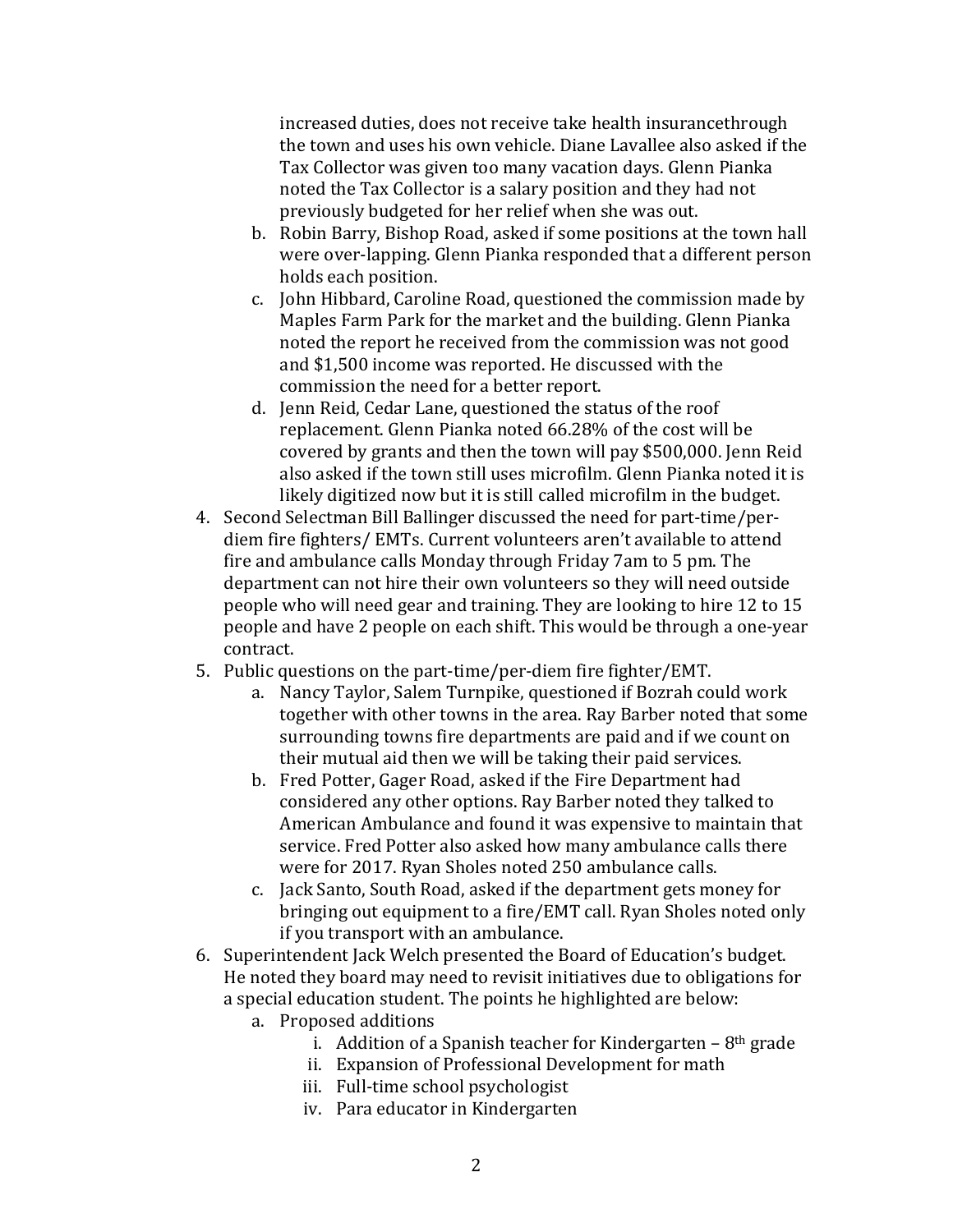increased duties, does not receive take health insurancethrough the town and uses his own vehicle. Diane Lavallee also asked if the Tax Collector was given too many vacation days. Glenn Pianka noted the Tax Collector is a salary position and they had not previously budgeted for her relief when she was out.

   b. Robin Barry, Bishop Road, asked if some positions at the town hall were over-lapping. Glenn Pianka responded that a different person holds each position.
   c. John Hibbard, Caroline Road, questioned the commission made by Maples Farm Park for the market and the building. Glenn Pianka noted the report he received from the commission was not good and $1,500 income was reported. He discussed with the commission the need for a better report.
   d. Jenn Reid, Cedar Lane, questioned the status of the roof replacement. Glenn Pianka noted 66.28% of the cost will be covered by grants and then the town will pay $500,000. Jenn Reid also asked if the town still uses microfilm. Glenn Pianka noted it is likely digitized now but it is still called microfilm in the budget.

4. Second Selectman Bill Ballinger discussed the need for part-time/per-diem fire fighters/ EMTs. Current volunteers aren't available to attend fire and ambulance calls Monday through Friday 7am to 5 pm. The department can not hire their own volunteers so they will need outside people who will need gear and training. They are looking to hire 12 to 15 people and have 2 people on each shift. This would be through a one-year contract.
5. Public questions on the part-time/per-diem fire fighter/EMT.
   a. Nancy Taylor, Salem Turnpike, questioned if Bozrah could work together with other towns in the area. Ray Barber noted that some surrounding towns fire departments are paid and if we count on their mutual aid then we will be taking their paid services.
   b. Fred Potter, Gager Road, asked if the Fire Department had considered any other options. Ray Barber noted they talked to American Ambulance and found it was expensive to maintain that service. Fred Potter also asked how many ambulance calls there were for 2017. Ryan Sholes noted 250 ambulance calls.
   c. Jack Santo, South Road, asked if the department gets money for bringing out equipment to a fire/EMT call. Ryan Sholes noted only if you transport with an ambulance.
6. Superintendent Jack Welch presented the Board of Education's budget. He noted they board may need to revisit initiatives due to obligations for a special education student. The points he highlighted are below:
   a. Proposed additions
      i. Addition of a Spanish teacher for Kindergarten – 8th grade
      ii. Expansion of Professional Development for math
      iii. Full-time school psychologist
      iv. Para educator in Kindergarten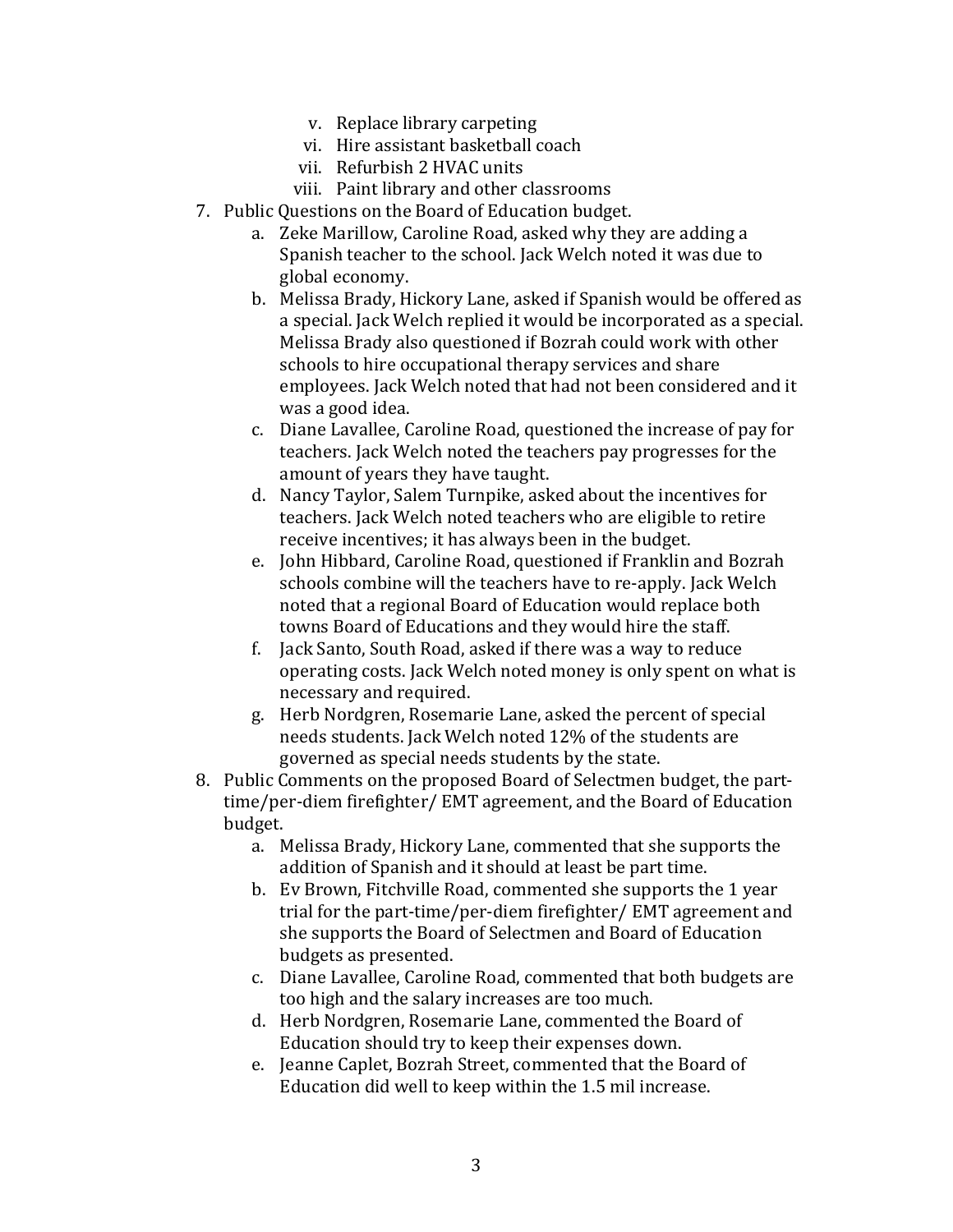v. Replace library carpeting
   vi. Hire assistant basketball coach
   vii. Refurbish 2 HVAC units
   viii. Paint library and other classrooms

7. Public Questions on the Board of Education budget.
   a. Zeke Marillow, Caroline Road, asked why they are adding a Spanish teacher to the school. Jack Welch noted it was due to global economy.
   b. Melissa Brady, Hickory Lane, asked if Spanish would be offered as a special. Jack Welch replied it would be incorporated as a special. Melissa Brady also questioned if Bozrah could work with other schools to hire occupational therapy services and share employees. Jack Welch noted that had not been considered and it was a good idea.
   c. Diane Lavallee, Caroline Road, questioned the increase of pay for teachers. Jack Welch noted the teachers pay progresses for the amount of years they have taught.
   d. Nancy Taylor, Salem Turnpike, asked about the incentives for teachers. Jack Welch noted teachers who are eligible to retire receive incentives; it has always been in the budget.
   e. John Hibbard, Caroline Road, questioned if Franklin and Bozrah schools combine will the teachers have to re-apply. Jack Welch noted that a regional Board of Education would replace both towns Board of Educations and they would hire the staff.
   f. Jack Santo, South Road, asked if there was a way to reduce operating costs. Jack Welch noted money is only spent on what is necessary and required.
   g. Herb Nordgren, Rosemarie Lane, asked the percent of special needs students. Jack Welch noted 12% of the students are governed as special needs students by the state.

8. Public Comments on the proposed Board of Selectmen budget, the part-time/per-diem firefighter/ EMT agreement, and the Board of Education budget.
   a. Melissa Brady, Hickory Lane, commented that she supports the addition of Spanish and it should at least be part time.
   b. Ev Brown, Fitchville Road, commented she supports the 1 year trial for the part-time/per-diem firefighter/ EMT agreement and she supports the Board of Selectmen and Board of Education budgets as presented.
   c. Diane Lavallee, Caroline Road, commented that both budgets are too high and the salary increases are too much.
   d. Herb Nordgren, Rosemarie Lane, commented the Board of Education should try to keep their expenses down.
   e. Jeanne Caplet, Bozrah Street, commented that the Board of Education did well to keep within the 1.5 mil increase.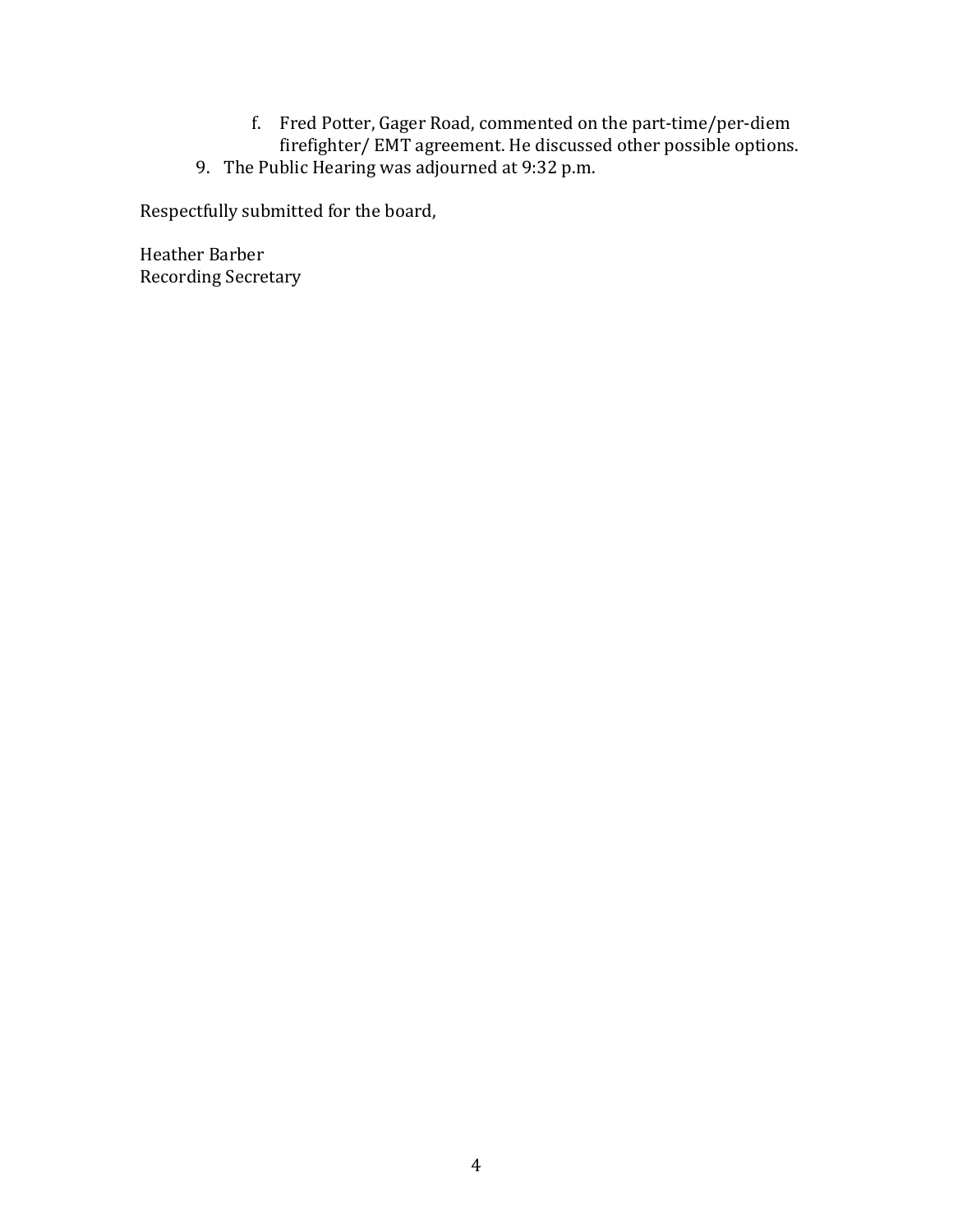f. Fred Potter, Gager Road, commented on the part-time/per-diem firefighter/ EMT agreement. He discussed other possible options.

9. The Public Hearing was adjourned at 9:32 p.m.

Respectfully submitted for the board,

Heather Barber
Recording Secretary